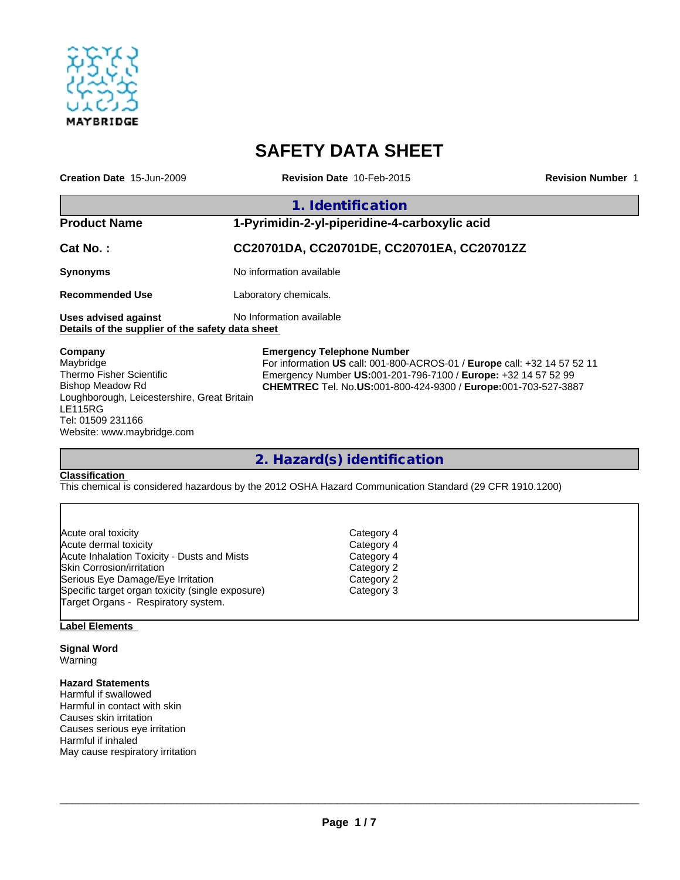MAYBRIDGE

# SAFETY DATA SHEET

**Creation Date** 15-Jun-2009 **Revision Date** 10-Feb-2015 **Revision Number** 1

## 1. Identification

**Product Name** 1-Pyrimidin-2-yl-piperidine-4-carboxylic acid

**Cat No. :** CC20701DA, CC20701DE, CC20701EA, CC20701ZZ

**Synonyms** No information available

**Recommended Use** Laboratory chemicals.

**Uses advised against** No Information available

**Details of the supplier of the safety data sheet**

**Company**
Maybridge
Thermo Fisher Scientific
Bishop Meadow Rd
Loughborough, Leicestershire, Great Britain
LE115RG
Tel: 01509 231166
Website: www.maybridge.com

**Emergency Telephone Number**
For information **US** call: 001-800-ACROS-01 / **Europe** call: +32 14 57 52 11
Emergency Number **US:**001-201-796-7100 / **Europe:** +32 14 57 52 99
**CHEMTREC** Tel. No.**US:**001-800-424-9300 / **Europe:**001-703-527-3887

## 2. Hazard(s) identification

**Classification**

This chemical is considered hazardous by the 2012 OSHA Hazard Communication Standard (29 CFR 1910.1200)

| | |
|---|---|
| Acute oral toxicity | Category 4 |
| Acute dermal toxicity | Category 4 |
| Acute Inhalation Toxicity - Dusts and Mists | Category 4 |
| Skin Corrosion/irritation | Category 2 |
| Serious Eye Damage/Eye Irritation | Category 2 |
| Specific target organ toxicity (single exposure) | Category 3 |
| Target Organs - Respiratory system. | |

**Label Elements**

**Signal Word**
Warning

**Hazard Statements**
Harmful if swallowed
Harmful in contact with skin
Causes skin irritation
Causes serious eye irritation
Harmful if inhaled
May cause respiratory irritation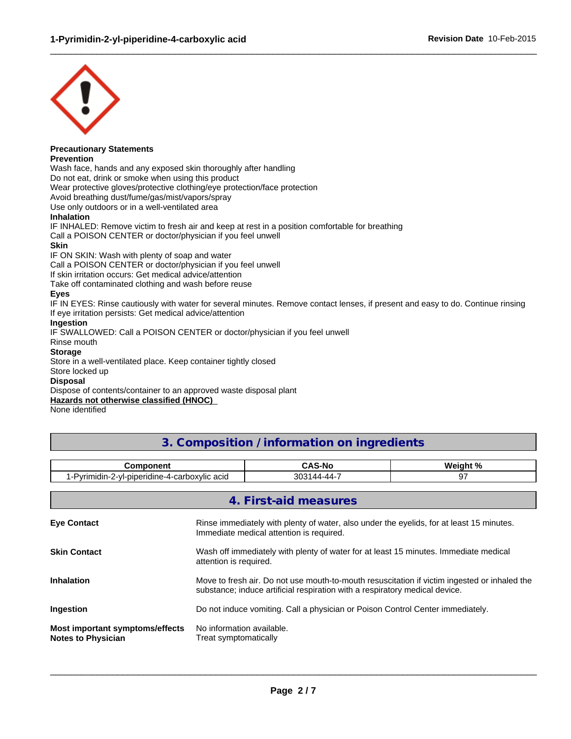**Precautionary Statements**

**Prevention**

Wash face, hands and any exposed skin thoroughly after handling
Do not eat, drink or smoke when using this product
Wear protective gloves/protective clothing/eye protection/face protection
Avoid breathing dust/fume/gas/mist/vapors/spray
Use only outdoors or in a well-ventilated area

**Inhalation**

IF INHALED: Remove victim to fresh air and keep at rest in a position comfortable for breathing
Call a POISON CENTER or doctor/physician if you feel unwell

**Skin**

IF ON SKIN: Wash with plenty of soap and water
Call a POISON CENTER or doctor/physician if you feel unwell
If skin irritation occurs: Get medical advice/attention
Take off contaminated clothing and wash before reuse

**Eyes**

IF IN EYES: Rinse cautiously with water for several minutes. Remove contact lenses, if present and easy to do. Continue rinsing
If eye irritation persists: Get medical advice/attention

**Ingestion**

IF SWALLOWED: Call a POISON CENTER or doctor/physician if you feel unwell
Rinse mouth

**Storage**

Store in a well-ventilated place. Keep container tightly closed
Store locked up

**Disposal**

Dispose of contents/container to an approved waste disposal plant

**Hazards not otherwise classified (HNOC)**

None identified

## 3. Composition / information on ingredients

| Component | CAS-No | Weight % |
|---|---|---|
| 1-Pyrimidin-2-yl-piperidine-4-carboxylic acid | 303144-44-7 | 97 |

## 4. First-aid measures

**Eye Contact**
Rinse immediately with plenty of water, also under the eyelids, for at least 15 minutes. Immediate medical attention is required.

**Skin Contact**
Wash off immediately with plenty of water for at least 15 minutes. Immediate medical attention is required.

**Inhalation**
Move to fresh air. Do not use mouth-to-mouth resuscitation if victim ingested or inhaled the substance; induce artificial respiration with a respiratory medical device.

**Ingestion**
Do not induce vomiting. Call a physician or Poison Control Center immediately.

**Most important symptoms/effects**
No information available.

**Notes to Physician**
Treat symptomatically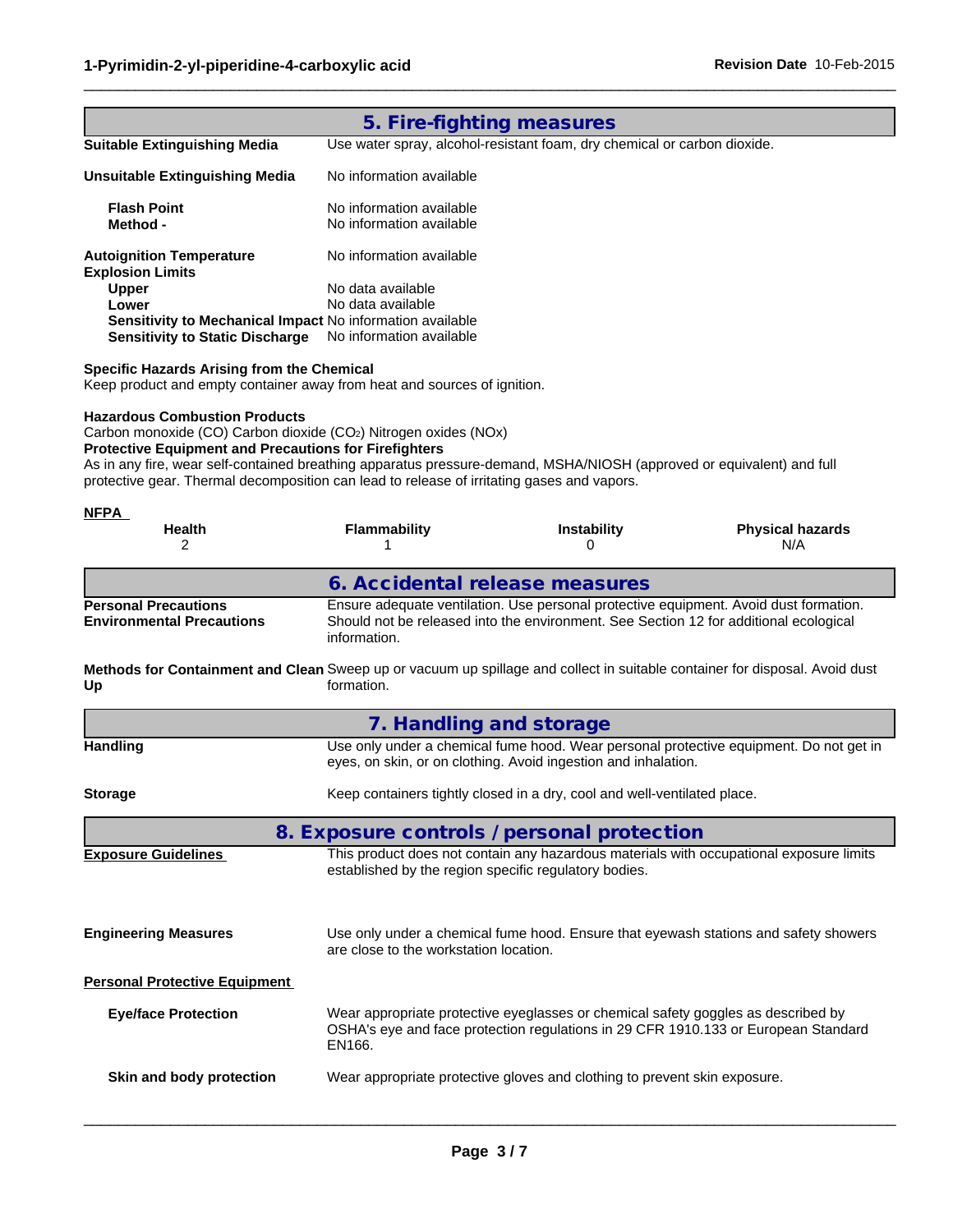## 5. Fire-fighting measures

**Suitable Extinguishing Media** Use water spray, alcohol-resistant foam, dry chemical or carbon dioxide.

**Unsuitable Extinguishing Media** No information available

**Flash Point** No information available
**Method -** No information available

**Autoignition Temperature** No information available
**Explosion Limits**
**Upper** No data available
**Lower** No data available
**Sensitivity to Mechanical Impact** No information available
**Sensitivity to Static Discharge** No information available

**Specific Hazards Arising from the Chemical**
Keep product and empty container away from heat and sources of ignition.

**Hazardous Combustion Products**
Carbon monoxide (CO) Carbon dioxide ($CO_2$) Nitrogen oxides (NOx)
**Protective Equipment and Precautions for Firefighters**
As in any fire, wear self-contained breathing apparatus pressure-demand, MSHA/NIOSH (approved or equivalent) and full protective gear. Thermal decomposition can lead to release of irritating gases and vapors.

**NFPA**

| Health | Flammability | Instability | Physical hazards |
|---|---|---|---|
| 2 | 1 | 0 | N/A |

## 6. Accidental release measures

**Personal Precautions** Ensure adequate ventilation. Use personal protective equipment. Avoid dust formation.
**Environmental Precautions** Should not be released into the environment. See Section 12 for additional ecological information.

**Methods for Containment and Clean Up** Sweep up or vacuum up spillage and collect in suitable container for disposal. Avoid dust formation.

## 7. Handling and storage

**Handling** Use only under a chemical fume hood. Wear personal protective equipment. Do not get in eyes, on skin, or on clothing. Avoid ingestion and inhalation.

**Storage** Keep containers tightly closed in a dry, cool and well-ventilated place.

## 8. Exposure controls / personal protection

**Exposure Guidelines** This product does not contain any hazardous materials with occupational exposure limits established by the region specific regulatory bodies.

**Engineering Measures** Use only under a chemical fume hood. Ensure that eyewash stations and safety showers are close to the workstation location.

**Personal Protective Equipment**

**Eye/face Protection** Wear appropriate protective eyeglasses or chemical safety goggles as described by OSHA's eye and face protection regulations in 29 CFR 1910.133 or European Standard EN166.

**Skin and body protection** Wear appropriate protective gloves and clothing to prevent skin exposure.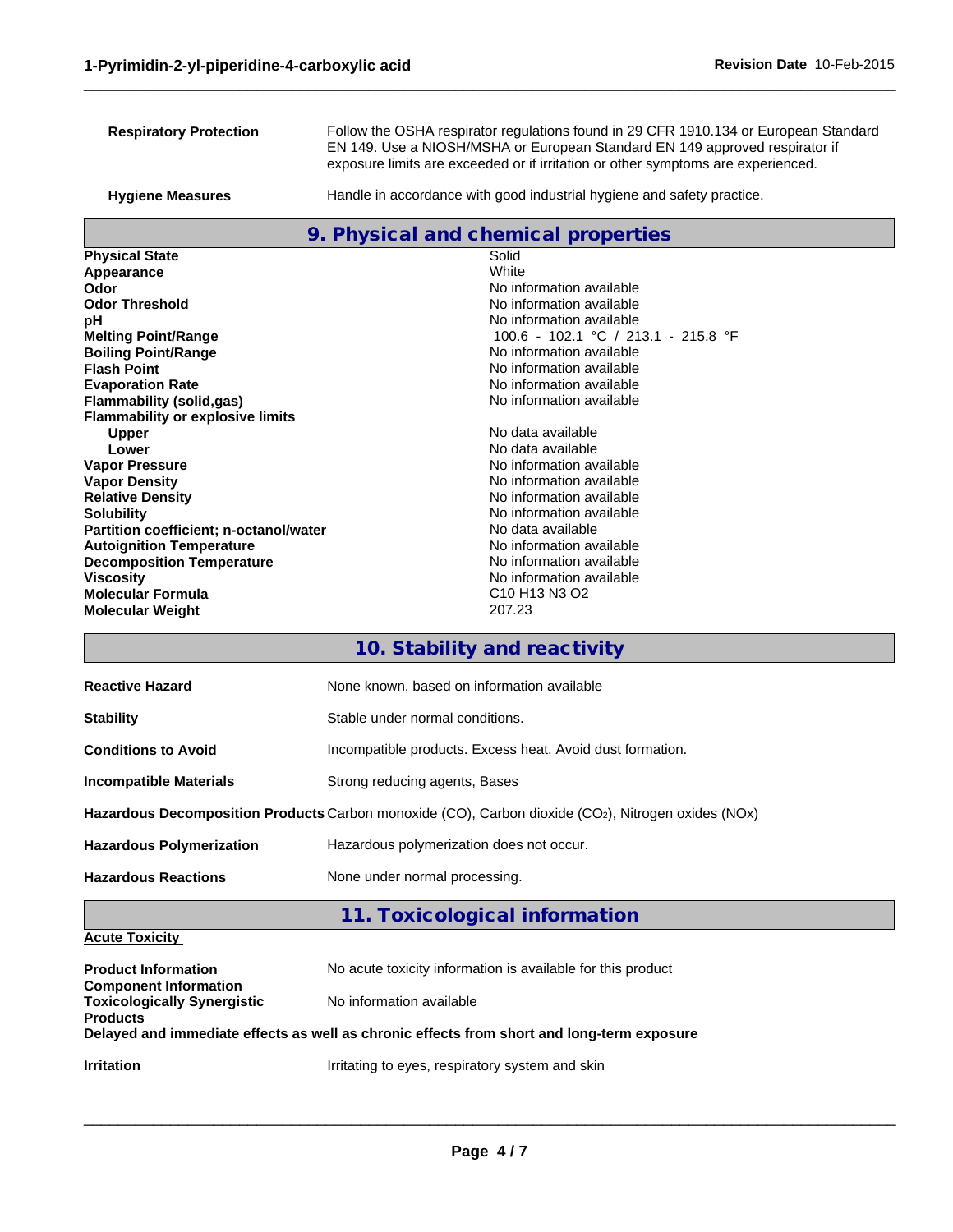| | |
|---|---|
| **Respiratory Protection** | Follow the OSHA respirator regulations found in 29 CFR 1910.134 or European Standard EN 149. Use a NIOSH/MSHA or European Standard EN 149 approved respirator if exposure limits are exceeded or if irritation or other symptoms are experienced. |
| **Hygiene Measures** | Handle in accordance with good industrial hygiene and safety practice. |

## 9. Physical and chemical properties

| | |
|---|---|
| **Physical State** | Solid |
| **Appearance** | White |
| **Odor** | No information available |
| **Odor Threshold** | No information available |
| **pH** | No information available |
| **Melting Point/Range** | 100.6 - 102.1 °C / 213.1 - 215.8 °F |
| **Boiling Point/Range** | No information available |
| **Flash Point** | No information available |
| **Evaporation Rate** | No information available |
| **Flammability (solid,gas)** | No information available |
| **Flammability or explosive limits** | |
| **Upper** | No data available |
| **Lower** | No data available |
| **Vapor Pressure** | No information available |
| **Vapor Density** | No information available |
| **Relative Density** | No information available |
| **Solubility** | No information available |
| **Partition coefficient; n-octanol/water** | No data available |
| **Autoignition Temperature** | No information available |
| **Decomposition Temperature** | No information available |
| **Viscosity** | No information available |
| **Molecular Formula** | C10 H13 N3 O2 |
| **Molecular Weight** | 207.23 |

## 10. Stability and reactivity

| | |
|---|---|
| **Reactive Hazard** | None known, based on information available |
| **Stability** | Stable under normal conditions. |
| **Conditions to Avoid** | Incompatible products. Excess heat. Avoid dust formation. |
| **Incompatible Materials** | Strong reducing agents, Bases |
| **Hazardous Decomposition Products** | Carbon monoxide (CO), Carbon dioxide ($CO_2$), Nitrogen oxides (NOx) |
| **Hazardous Polymerization** | Hazardous polymerization does not occur. |
| **Hazardous Reactions** | None under normal processing. |

## 11. Toxicological information

**Acute Toxicity**

| | |
|---|---|
| **Product Information** | No acute toxicity information is available for this product |
| **Component Information** | |
| **Toxicologically Synergistic Products** | No information available |

**Delayed and immediate effects as well as chronic effects from short and long-term exposure**

| | |
|---|---|
| **Irritation** | Irritating to eyes, respiratory system and skin |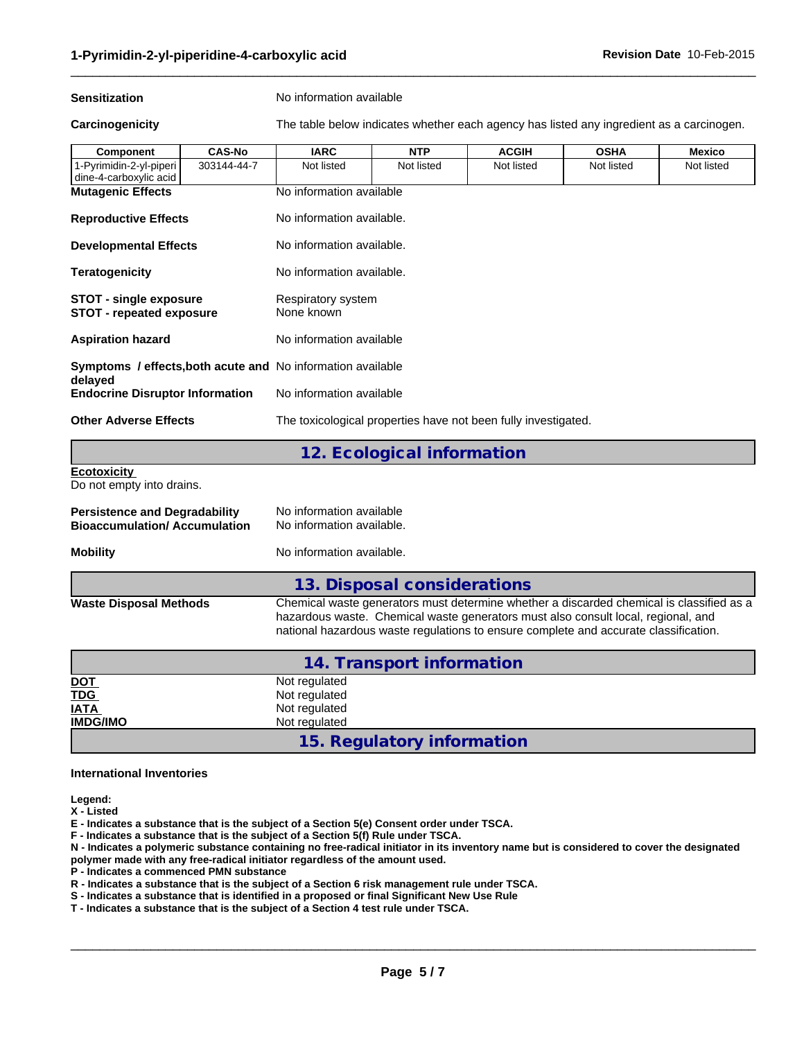**Sensitization** No information available

**Carcinogenicity** The table below indicates whether each agency has listed any ingredient as a carcinogen.

| Component | CAS-No | IARC | NTP | ACGIH | OSHA | Mexico |
|---|---|---|---|---|---|---|
| 1-Pyrimidin-2-yl-piperidine-4-carboxylic acid | 303144-44-7 | Not listed | Not listed | Not listed | Not listed | Not listed |

**Mutagenic Effects** No information available

**Reproductive Effects** No information available.

**Developmental Effects** No information available.

**Teratogenicity** No information available.

**STOT - single exposure** Respiratory system
**STOT - repeated exposure** None known

**Aspiration hazard** No information available

**Symptoms / effects,both acute and delayed** No information available

**Endocrine Disruptor Information** No information available

**Other Adverse Effects** The toxicological properties have not been fully investigated.

## 12. Ecological information

**Ecotoxicity**
Do not empty into drains.

**Persistence and Degradability** No information available
**Bioaccumulation/ Accumulation** No information available.

**Mobility** No information available.

## 13. Disposal considerations

**Waste Disposal Methods** Chemical waste generators must determine whether a discarded chemical is classified as a hazardous waste. Chemical waste generators must also consult local, regional, and national hazardous waste regulations to ensure complete and accurate classification.

## 14. Transport information

**DOT** Not regulated
**TDG** Not regulated
**IATA** Not regulated
**IMDG/IMO** Not regulated

## 15. Regulatory information

**International Inventories**

**Legend:**
**X - Listed**
**E - Indicates a substance that is the subject of a Section 5(e) Consent order under TSCA.**
**F - Indicates a substance that is the subject of a Section 5(f) Rule under TSCA.**
**N - Indicates a polymeric substance containing no free-radical initiator in its inventory name but is considered to cover the designated polymer made with any free-radical initiator regardless of the amount used.**
**P - Indicates a commenced PMN substance**
**R - Indicates a substance that is the subject of a Section 6 risk management rule under TSCA.**
**S - Indicates a substance that is identified in a proposed or final Significant New Use Rule**
**T - Indicates a substance that is the subject of a Section 4 test rule under TSCA.**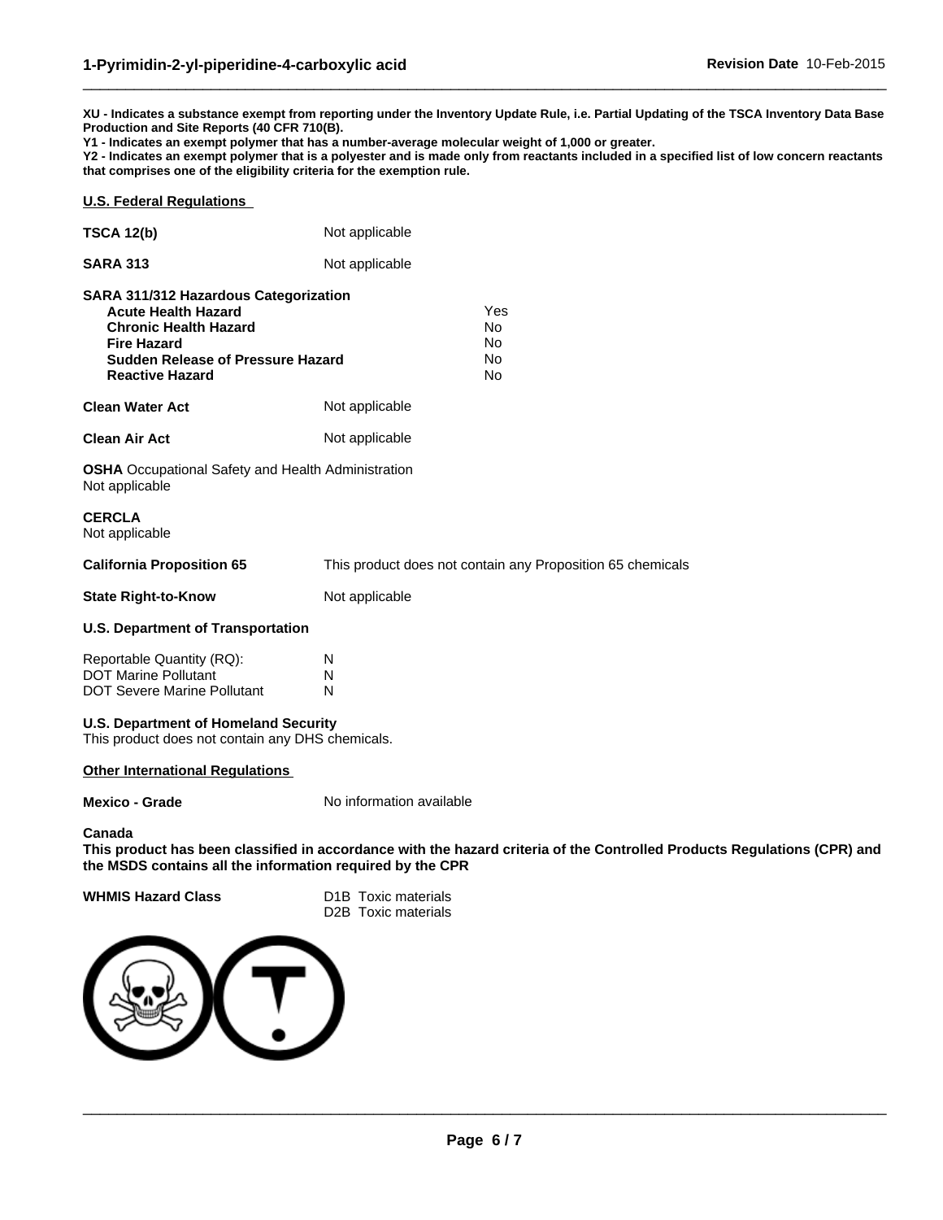**XU - Indicates a substance exempt from reporting under the Inventory Update Rule, i.e. Partial Updating of the TSCA Inventory Data Base Production and Site Reports (40 CFR 710(B).**
**Y1 - Indicates an exempt polymer that has a number-average molecular weight of 1,000 or greater.**
**Y2 - Indicates an exempt polymer that is a polyester and is made only from reactants included in a specified list of low concern reactants that comprises one of the eligibility criteria for the exemption rule.**

## U.S. Federal Regulations

**TSCA 12(b)** Not applicable

**SARA 313** Not applicable

**SARA 311/312 Hazardous Categorization**

| | |
|---|---|
| **Acute Health Hazard** | Yes |
| **Chronic Health Hazard** | No |
| **Fire Hazard** | No |
| **Sudden Release of Pressure Hazard** | No |
| **Reactive Hazard** | No |

**Clean Water Act** Not applicable

**Clean Air Act** Not applicable

**OSHA** Occupational Safety and Health Administration
Not applicable

**CERCLA**
Not applicable

**California Proposition 65** This product does not contain any Proposition 65 chemicals

**State Right-to-Know** Not applicable

**U.S. Department of Transportation**

| | |
|---|---|
| Reportable Quantity (RQ): | N |
| DOT Marine Pollutant | N |
| DOT Severe Marine Pollutant | N |

**U.S. Department of Homeland Security**
This product does not contain any DHS chemicals.

## Other International Regulations

**Mexico - Grade** No information available

**Canada**
**This product has been classified in accordance with the hazard criteria of the Controlled Products Regulations (CPR) and the MSDS contains all the information required by the CPR**

**WHMIS Hazard Class** D1B Toxic materials
D2B Toxic materials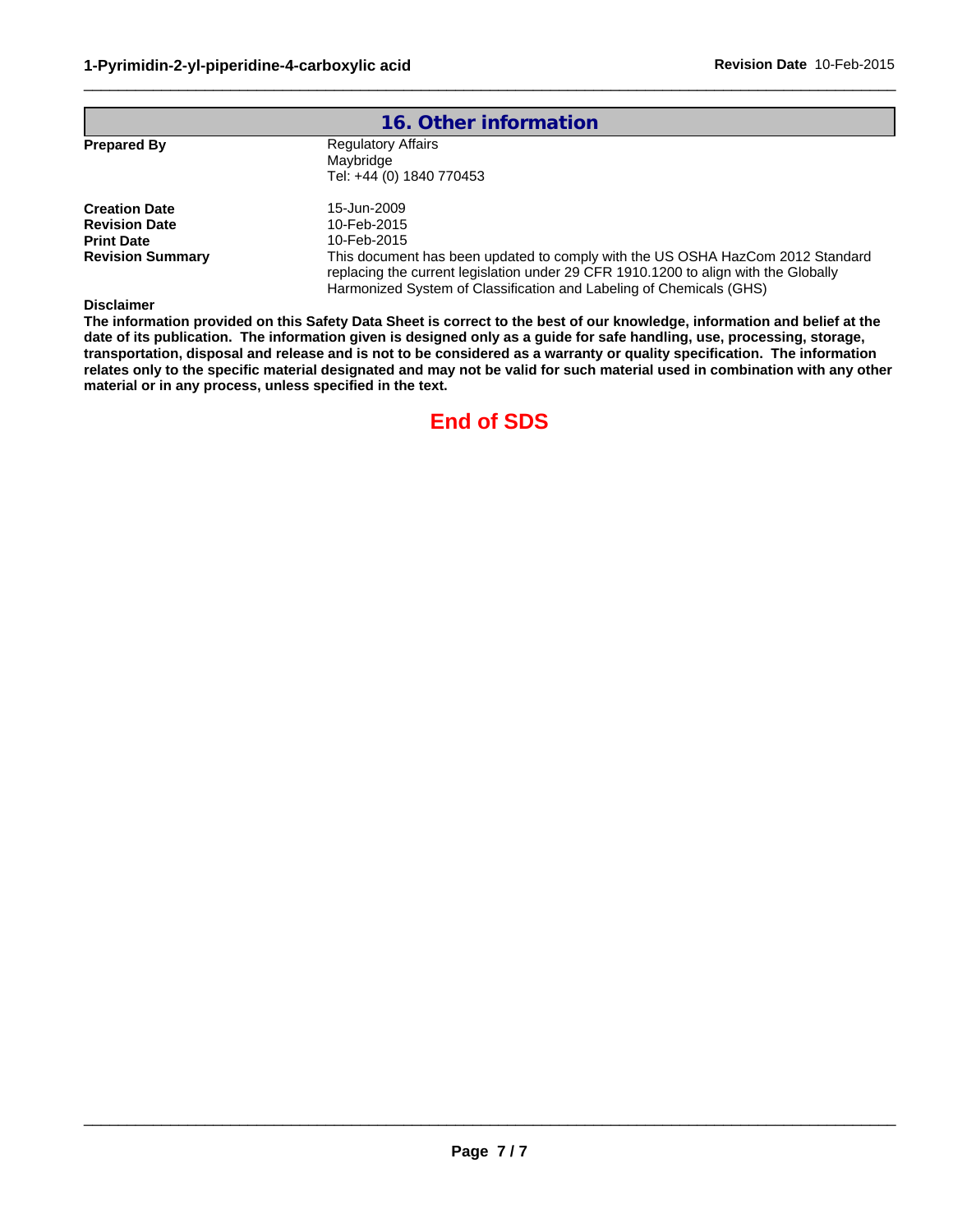## 16. Other information

| | |
|---|---|
| **Prepared By** | Regulatory Affairs<br>Maybridge<br>Tel: +44 (0) 1840 770453 |
| **Creation Date** | 15-Jun-2009 |
| **Revision Date** | 10-Feb-2015 |
| **Print Date** | 10-Feb-2015 |
| **Revision Summary** | This document has been updated to comply with the US OSHA HazCom 2012 Standard replacing the current legislation under 29 CFR 1910.1200 to align with the Globally Harmonized System of Classification and Labeling of Chemicals (GHS) |

**Disclaimer**

**The information provided on this Safety Data Sheet is correct to the best of our knowledge, information and belief at the date of its publication. The information given is designed only as a guide for safe handling, use, processing, storage, transportation, disposal and release and is not to be considered as a warranty or quality specification. The information relates only to the specific material designated and may not be valid for such material used in combination with any other material or in any process, unless specified in the text.**

**End of SDS**